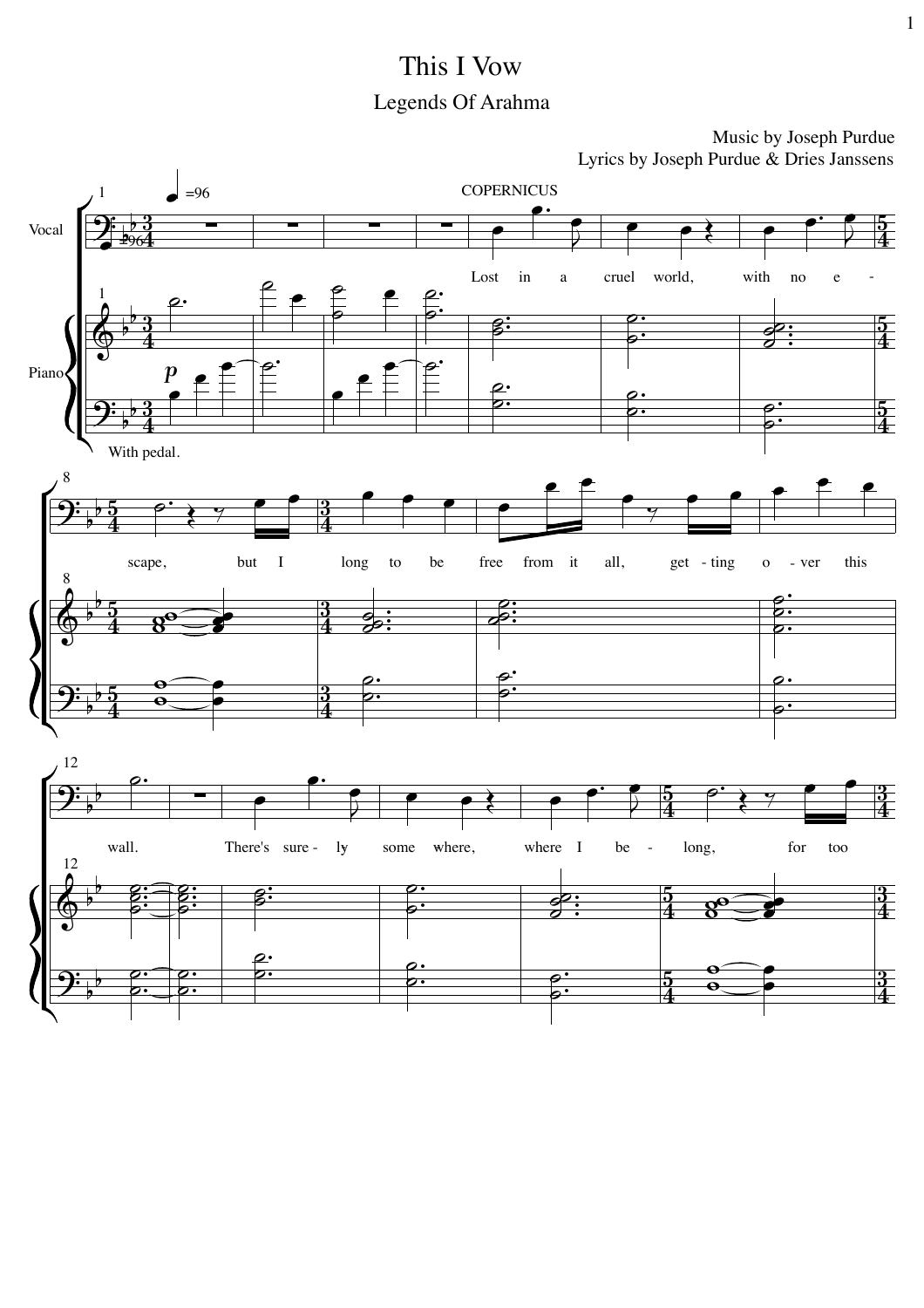# This I Vow

## Legends Of Arahma

Music by Joseph Purdue

Lyrics by Joseph Purdue & Dries Janssens

COPERNICUS

Lost in a cruel world, with no e - scape, but I long to be free from it all, get - ting o - ver this wall. There's sure - ly some where, where I be - long, for too

With pedal.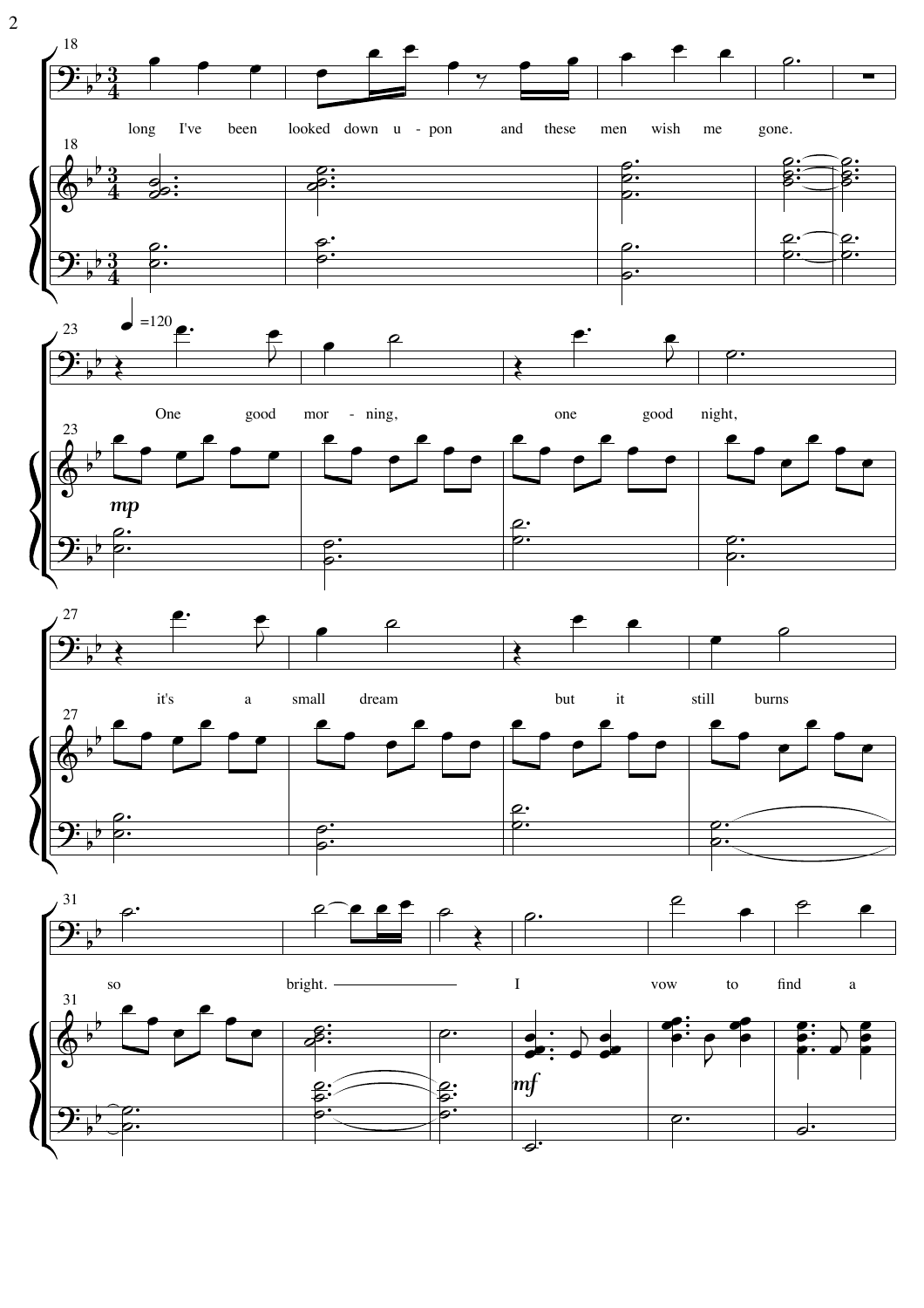long I've been looked down u - pon and these men wish me gone.

One good mor - ning, one good night,

it's a small dream but it still burns

so bright. I vow to find a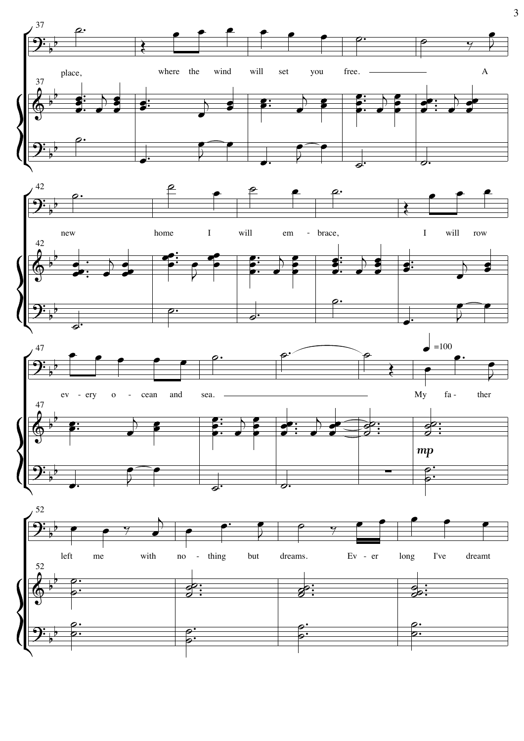37

place, where the wind will set you free. — A

42

new home I will em - brace, I will row

47

ev - ery o - cean and sea. — My fa - ther

♩=100

*mp*

52

left me with no - thing but dreams. Ev - er long I've dreamt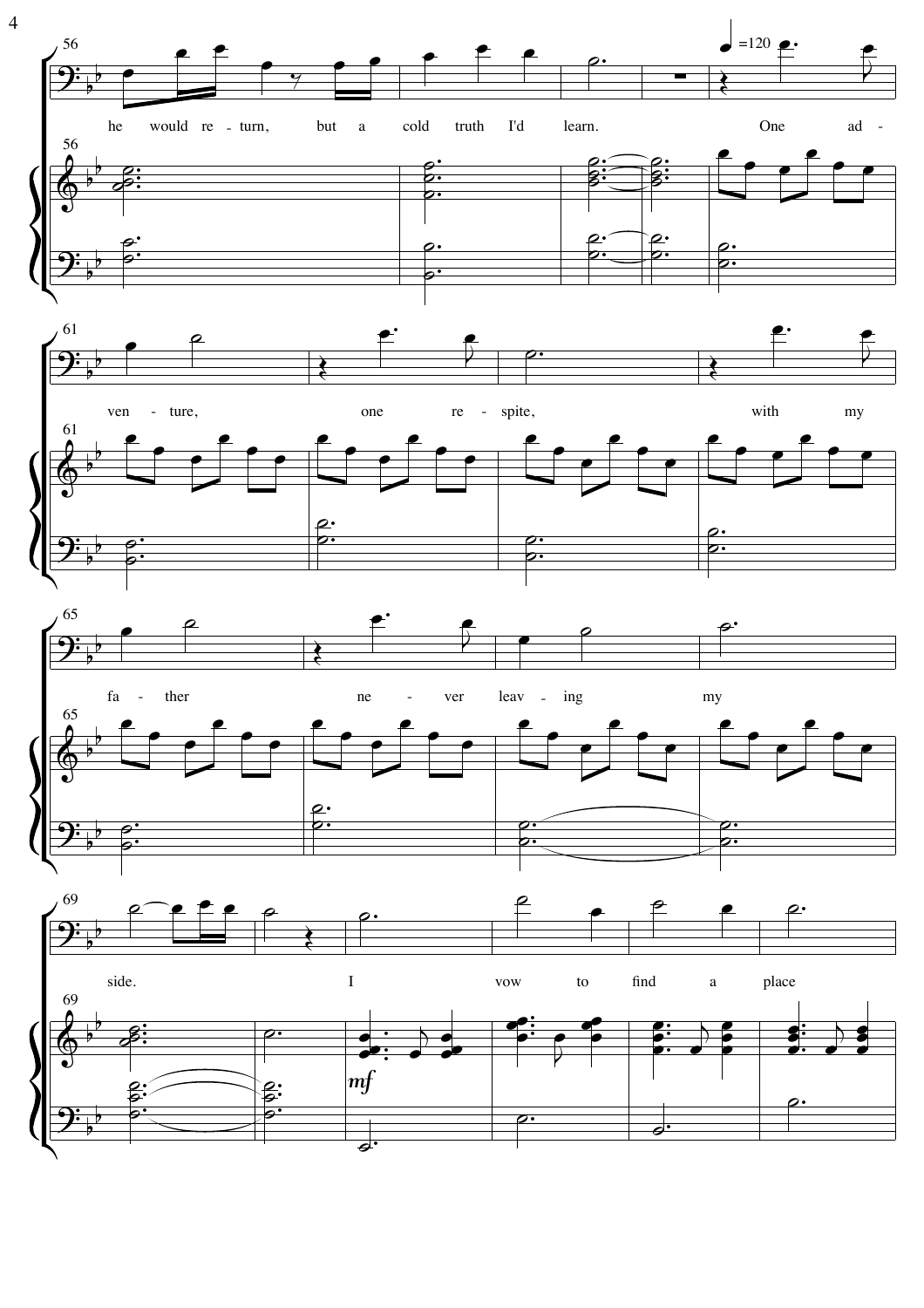he would re - turn, but a cold truth I'd learn.

♩=120

One ad - ven - ture, one re - spite, with my fa - ther ne - ver leav - ing my side.

*mf*

I vow to find a place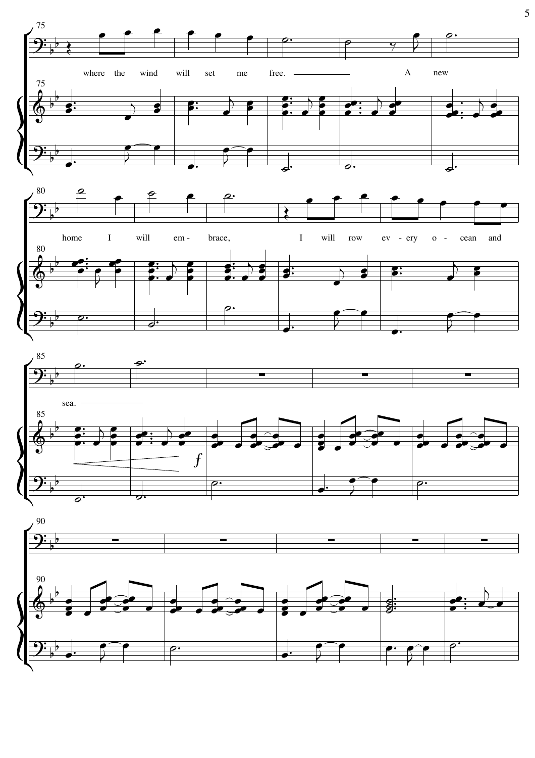where the wind will set me free. A new

home I will embrace, I will row every ocean and

sea.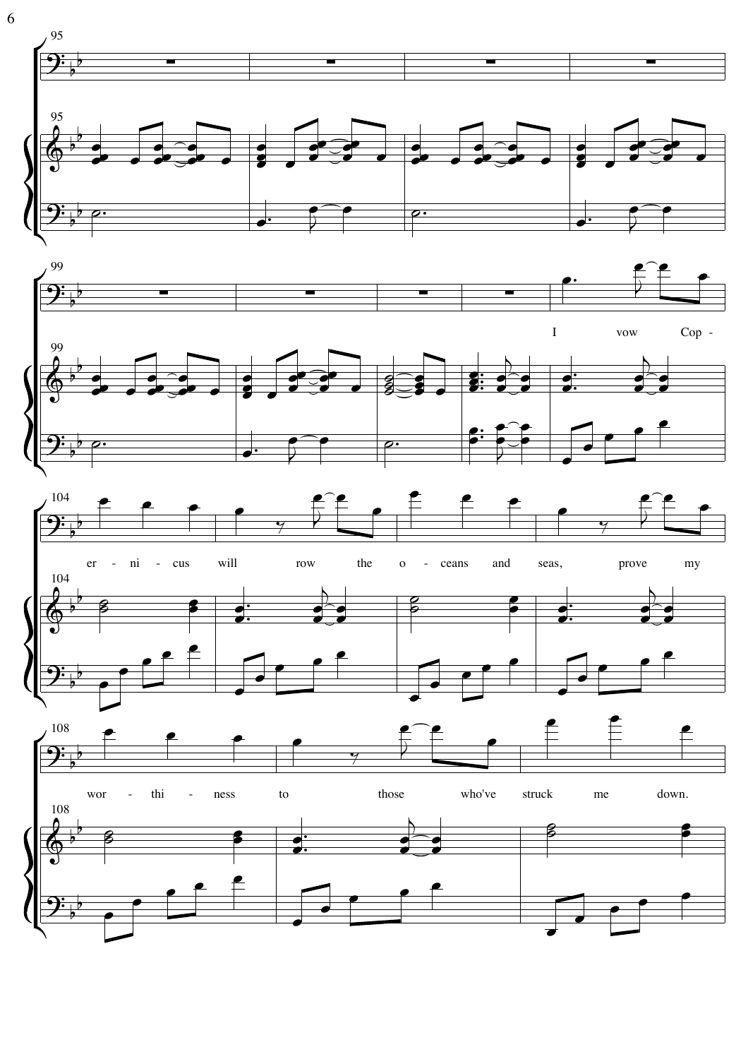I vow Cop - er - ni - cus will row the o - ceans and seas, prove my wor - thi - ness to those who've struck me down.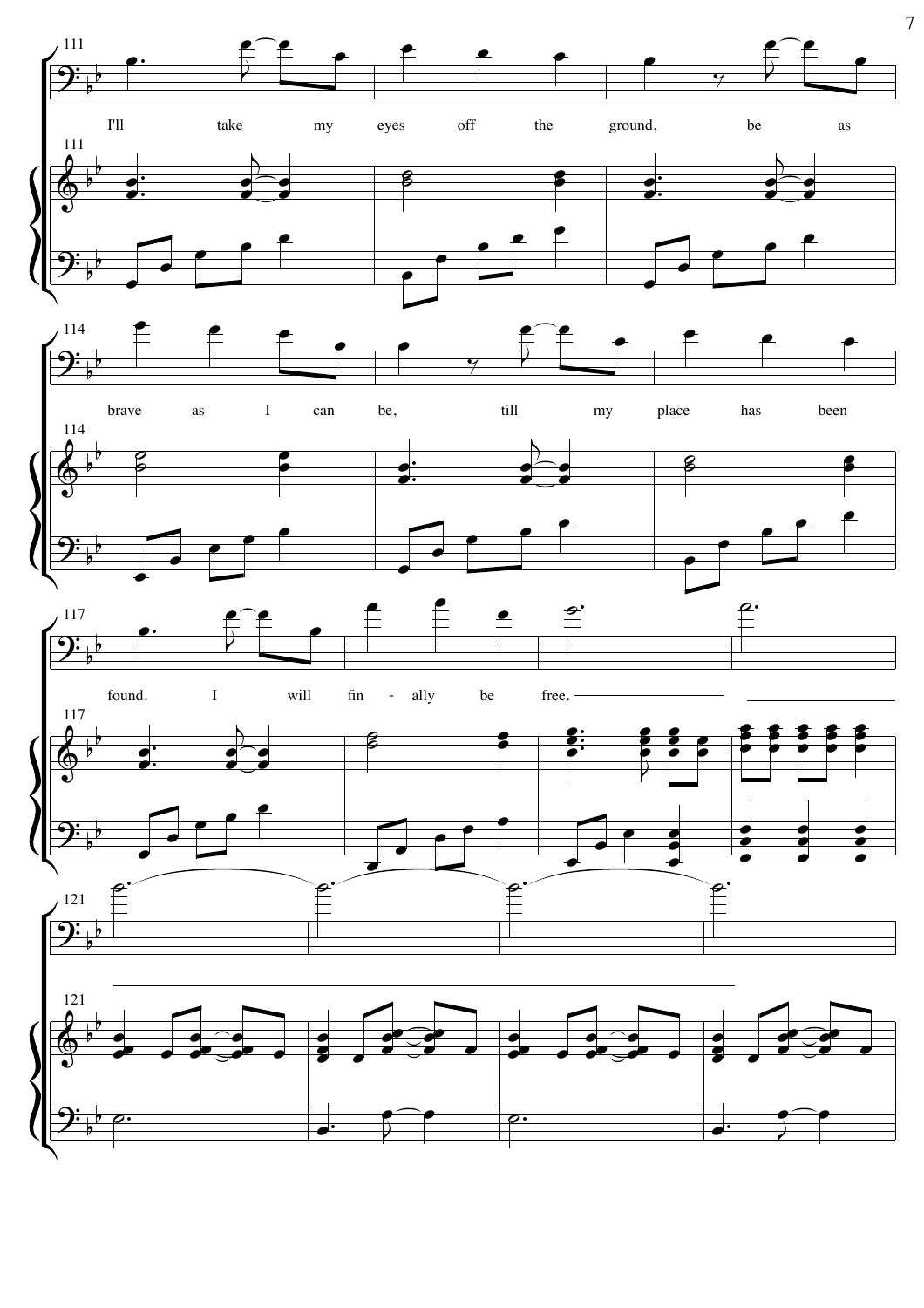I'll take my eyes off the ground, be as brave as I can be, till my place has been found. I will fin - ally be free.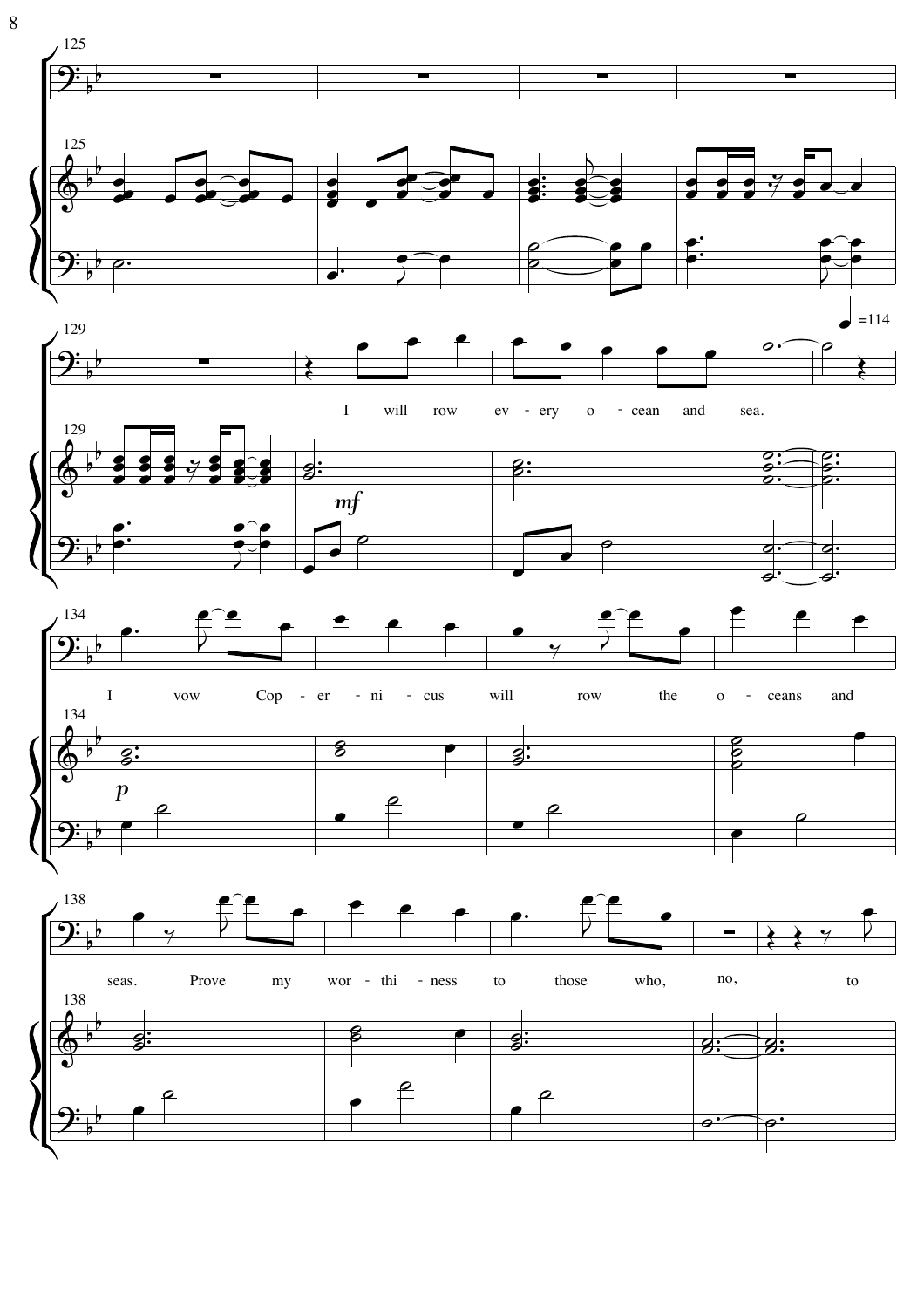I will row ev - ery o - cean and sea.

I vow Cop - er - ni - cus will row the o - ceans and seas. Prove my wor - thi - ness to those who, no, to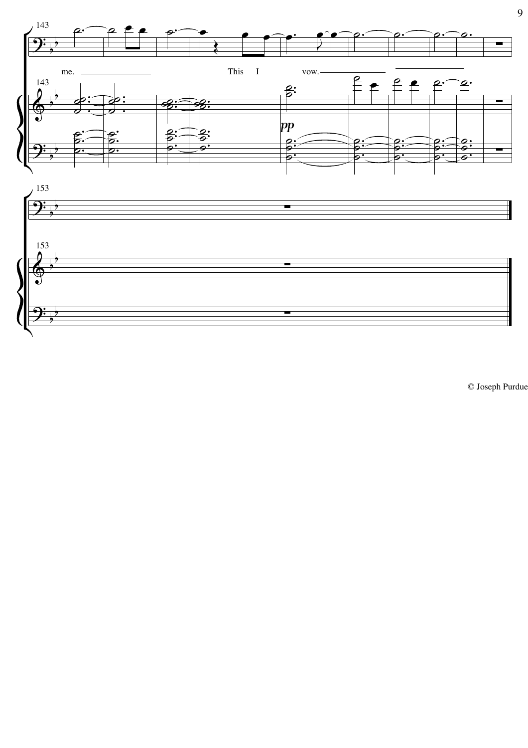143

me. This I vow.

143

*pp*

153

153

© Joseph Purdue